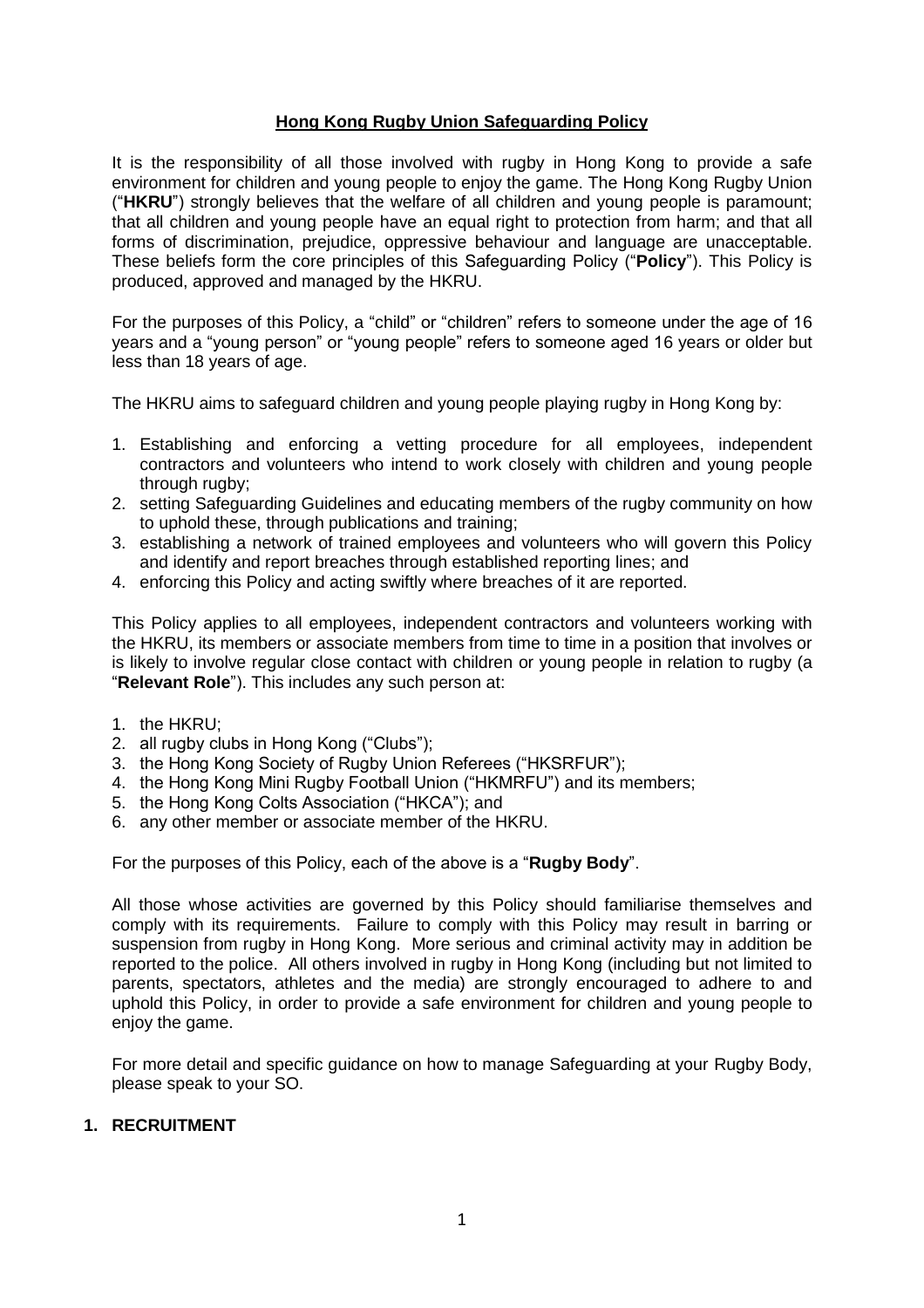# Hong Kong Rugby Union Safeguarding Policy

It is the responsibility of all those involved with rugby in Hong Kong to provide a safe environment for children and young people to enjoy the game. The Hong Kong Rugby Union ("**HKRU**") strongly believes that the welfare of all children and young people is paramount; that all children and young people have an equal right to protection from harm; and that all forms of discrimination, prejudice, oppressive behaviour and language are unacceptable. These beliefs form the core principles of this Safeguarding Policy ("**Policy**"). This Policy is produced, approved and managed by the HKRU.

For the purposes of this Policy, a "child" or "children" refers to someone under the age of 16 years and a "young person" or "young people" refers to someone aged 16 years or older but less than 18 years of age.

The HKRU aims to safeguard children and young people playing rugby in Hong Kong by:

1. Establishing and enforcing a vetting procedure for all employees, independent contractors and volunteers who intend to work closely with children and young people through rugby;
2. setting Safeguarding Guidelines and educating members of the rugby community on how to uphold these, through publications and training;
3. establishing a network of trained employees and volunteers who will govern this Policy and identify and report breaches through established reporting lines; and
4. enforcing this Policy and acting swiftly where breaches of it are reported.

This Policy applies to all employees, independent contractors and volunteers working with the HKRU, its members or associate members from time to time in a position that involves or is likely to involve regular close contact with children or young people in relation to rugby (a "**Relevant Role**"). This includes any such person at:

1. the HKRU;
2. all rugby clubs in Hong Kong ("Clubs");
3. the Hong Kong Society of Rugby Union Referees ("HKSRFUR");
4. the Hong Kong Mini Rugby Football Union ("HKMRFU") and its members;
5. the Hong Kong Colts Association ("HKCA"); and
6. any other member or associate member of the HKRU.

For the purposes of this Policy, each of the above is a "**Rugby Body**".

All those whose activities are governed by this Policy should familiarise themselves and comply with its requirements. Failure to comply with this Policy may result in barring or suspension from rugby in Hong Kong. More serious and criminal activity may in addition be reported to the police. All others involved in rugby in Hong Kong (including but not limited to parents, spectators, athletes and the media) are strongly encouraged to adhere to and uphold this Policy, in order to provide a safe environment for children and young people to enjoy the game.

For more detail and specific guidance on how to manage Safeguarding at your Rugby Body, please speak to your SO.

## 1. RECRUITMENT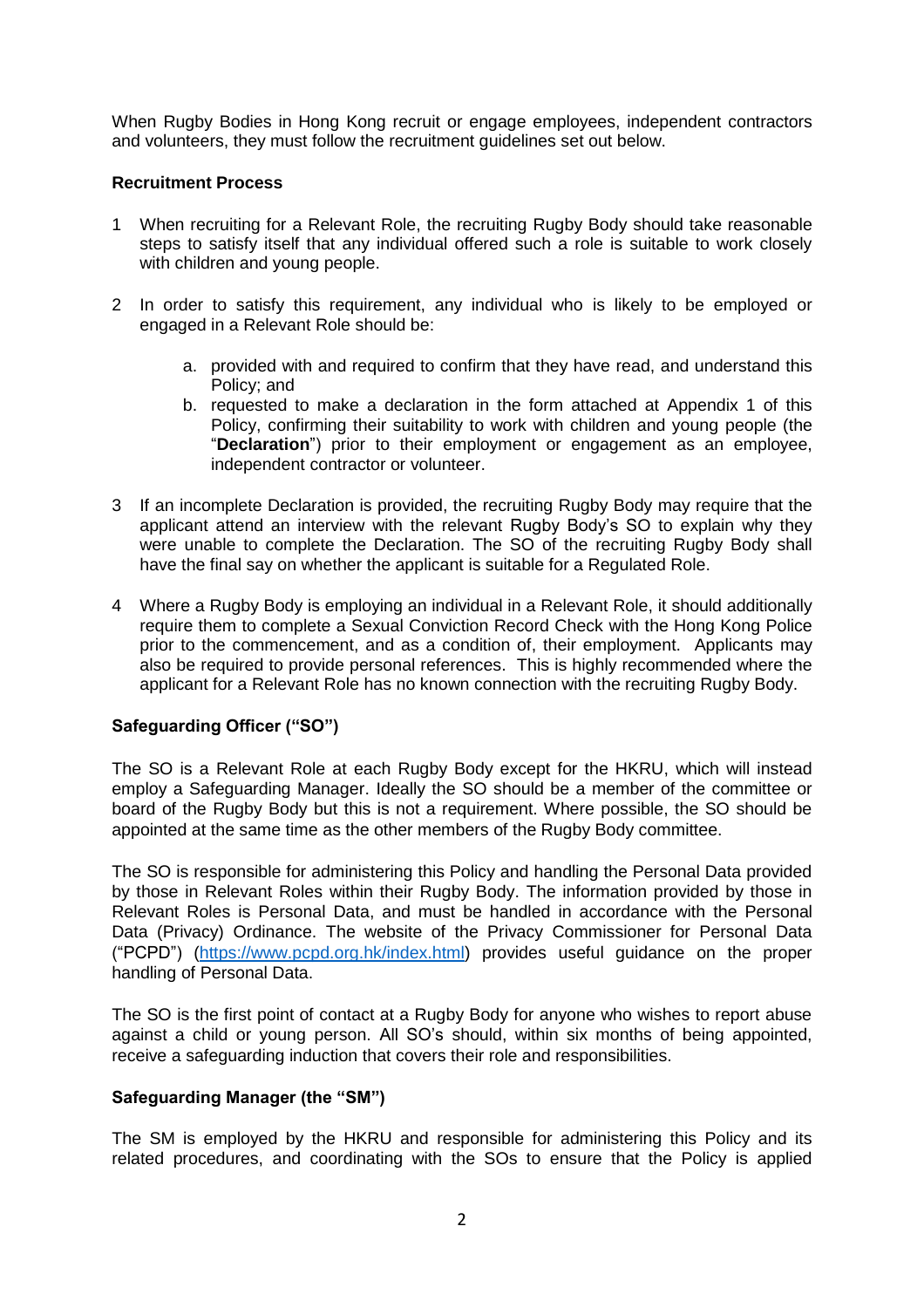When Rugby Bodies in Hong Kong recruit or engage employees, independent contractors and volunteers, they must follow the recruitment guidelines set out below.

**Recruitment Process**

1. When recruiting for a Relevant Role, the recruiting Rugby Body should take reasonable steps to satisfy itself that any individual offered such a role is suitable to work closely with children and young people.

2. In order to satisfy this requirement, any individual who is likely to be employed or engaged in a Relevant Role should be:

    a. provided with and required to confirm that they have read, and understand this Policy; and
    b. requested to make a declaration in the form attached at Appendix 1 of this Policy, confirming their suitability to work with children and young people (the "**Declaration**") prior to their employment or engagement as an employee, independent contractor or volunteer.

3. If an incomplete Declaration is provided, the recruiting Rugby Body may require that the applicant attend an interview with the relevant Rugby Body's SO to explain why they were unable to complete the Declaration. The SO of the recruiting Rugby Body shall have the final say on whether the applicant is suitable for a Regulated Role.

4. Where a Rugby Body is employing an individual in a Relevant Role, it should additionally require them to complete a Sexual Conviction Record Check with the Hong Kong Police prior to the commencement, and as a condition of, their employment. Applicants may also be required to provide personal references. This is highly recommended where the applicant for a Relevant Role has no known connection with the recruiting Rugby Body.

**Safeguarding Officer ("SO")**

The SO is a Relevant Role at each Rugby Body except for the HKRU, which will instead employ a Safeguarding Manager. Ideally the SO should be a member of the committee or board of the Rugby Body but this is not a requirement. Where possible, the SO should be appointed at the same time as the other members of the Rugby Body committee.

The SO is responsible for administering this Policy and handling the Personal Data provided by those in Relevant Roles within their Rugby Body. The information provided by those in Relevant Roles is Personal Data, and must be handled in accordance with the Personal Data (Privacy) Ordinance. The website of the Privacy Commissioner for Personal Data ("PCPD") (https://www.pcpd.org.hk/index.html) provides useful guidance on the proper handling of Personal Data.

The SO is the first point of contact at a Rugby Body for anyone who wishes to report abuse against a child or young person. All SO's should, within six months of being appointed, receive a safeguarding induction that covers their role and responsibilities.

**Safeguarding Manager (the "SM")**

The SM is employed by the HKRU and responsible for administering this Policy and its related procedures, and coordinating with the SOs to ensure that the Policy is applied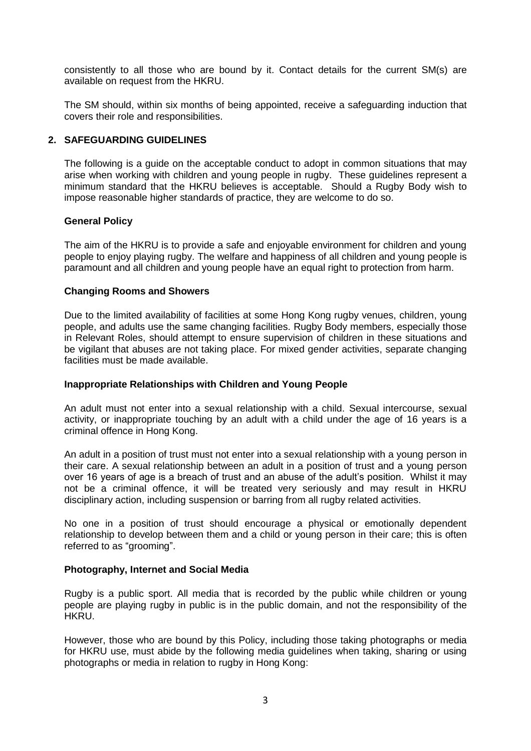consistently to all those who are bound by it. Contact details for the current SM(s) are available on request from the HKRU.

The SM should, within six months of being appointed, receive a safeguarding induction that covers their role and responsibilities.

## 2. SAFEGUARDING GUIDELINES

The following is a guide on the acceptable conduct to adopt in common situations that may arise when working with children and young people in rugby. These guidelines represent a minimum standard that the HKRU believes is acceptable. Should a Rugby Body wish to impose reasonable higher standards of practice, they are welcome to do so.

### General Policy

The aim of the HKRU is to provide a safe and enjoyable environment for children and young people to enjoy playing rugby. The welfare and happiness of all children and young people is paramount and all children and young people have an equal right to protection from harm.

### Changing Rooms and Showers

Due to the limited availability of facilities at some Hong Kong rugby venues, children, young people, and adults use the same changing facilities. Rugby Body members, especially those in Relevant Roles, should attempt to ensure supervision of children in these situations and be vigilant that abuses are not taking place. For mixed gender activities, separate changing facilities must be made available.

### Inappropriate Relationships with Children and Young People

An adult must not enter into a sexual relationship with a child. Sexual intercourse, sexual activity, or inappropriate touching by an adult with a child under the age of 16 years is a criminal offence in Hong Kong.

An adult in a position of trust must not enter into a sexual relationship with a young person in their care. A sexual relationship between an adult in a position of trust and a young person over 16 years of age is a breach of trust and an abuse of the adult's position. Whilst it may not be a criminal offence, it will be treated very seriously and may result in HKRU disciplinary action, including suspension or barring from all rugby related activities.

No one in a position of trust should encourage a physical or emotionally dependent relationship to develop between them and a child or young person in their care; this is often referred to as "grooming".

### Photography, Internet and Social Media

Rugby is a public sport. All media that is recorded by the public while children or young people are playing rugby in public is in the public domain, and not the responsibility of the HKRU.

However, those who are bound by this Policy, including those taking photographs or media for HKRU use, must abide by the following media guidelines when taking, sharing or using photographs or media in relation to rugby in Hong Kong: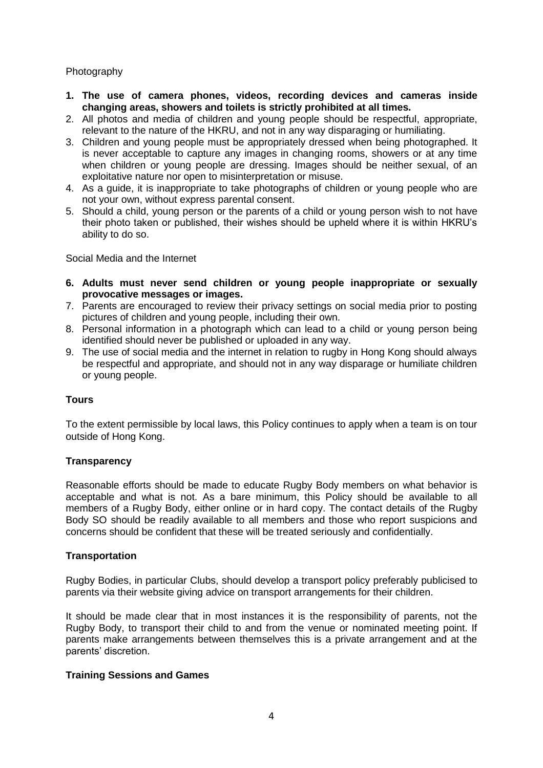Photography

1. **The use of camera phones, videos, recording devices and cameras inside changing areas, showers and toilets is strictly prohibited at all times.**
2. All photos and media of children and young people should be respectful, appropriate, relevant to the nature of the HKRU, and not in any way disparaging or humiliating.
3. Children and young people must be appropriately dressed when being photographed. It is never acceptable to capture any images in changing rooms, showers or at any time when children or young people are dressing. Images should be neither sexual, of an exploitative nature nor open to misinterpretation or misuse.
4. As a guide, it is inappropriate to take photographs of children or young people who are not your own, without express parental consent.
5. Should a child, young person or the parents of a child or young person wish to not have their photo taken or published, their wishes should be upheld where it is within HKRU's ability to do so.

Social Media and the Internet

6. **Adults must never send children or young people inappropriate or sexually provocative messages or images.**
7. Parents are encouraged to review their privacy settings on social media prior to posting pictures of children and young people, including their own.
8. Personal information in a photograph which can lead to a child or young person being identified should never be published or uploaded in any way.
9. The use of social media and the internet in relation to rugby in Hong Kong should always be respectful and appropriate, and should not in any way disparage or humiliate children or young people.

**Tours**

To the extent permissible by local laws, this Policy continues to apply when a team is on tour outside of Hong Kong.

**Transparency**

Reasonable efforts should be made to educate Rugby Body members on what behavior is acceptable and what is not. As a bare minimum, this Policy should be available to all members of a Rugby Body, either online or in hard copy. The contact details of the Rugby Body SO should be readily available to all members and those who report suspicions and concerns should be confident that these will be treated seriously and confidentially.

**Transportation**

Rugby Bodies, in particular Clubs, should develop a transport policy preferably publicised to parents via their website giving advice on transport arrangements for their children.

It should be made clear that in most instances it is the responsibility of parents, not the Rugby Body, to transport their child to and from the venue or nominated meeting point. If parents make arrangements between themselves this is a private arrangement and at the parents' discretion.

**Training Sessions and Games**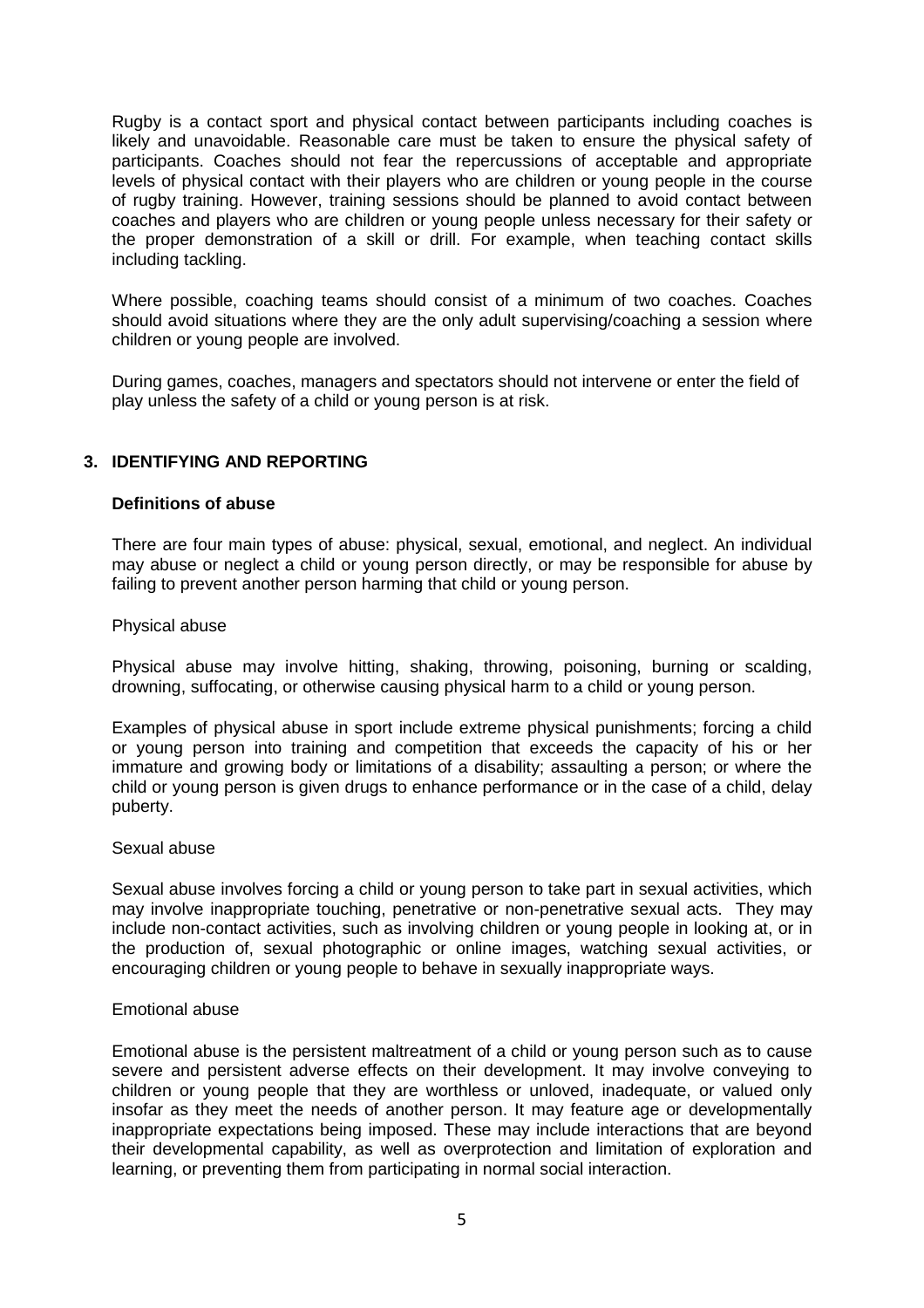Rugby is a contact sport and physical contact between participants including coaches is likely and unavoidable. Reasonable care must be taken to ensure the physical safety of participants. Coaches should not fear the repercussions of acceptable and appropriate levels of physical contact with their players who are children or young people in the course of rugby training. However, training sessions should be planned to avoid contact between coaches and players who are children or young people unless necessary for their safety or the proper demonstration of a skill or drill. For example, when teaching contact skills including tackling.

Where possible, coaching teams should consist of a minimum of two coaches. Coaches should avoid situations where they are the only adult supervising/coaching a session where children or young people are involved.

During games, coaches, managers and spectators should not intervene or enter the field of play unless the safety of a child or young person is at risk.

## 3. IDENTIFYING AND REPORTING

**Definitions of abuse**

There are four main types of abuse: physical, sexual, emotional, and neglect. An individual may abuse or neglect a child or young person directly, or may be responsible for abuse by failing to prevent another person harming that child or young person.

Physical abuse

Physical abuse may involve hitting, shaking, throwing, poisoning, burning or scalding, drowning, suffocating, or otherwise causing physical harm to a child or young person.

Examples of physical abuse in sport include extreme physical punishments; forcing a child or young person into training and competition that exceeds the capacity of his or her immature and growing body or limitations of a disability; assaulting a person; or where the child or young person is given drugs to enhance performance or in the case of a child, delay puberty.

Sexual abuse

Sexual abuse involves forcing a child or young person to take part in sexual activities, which may involve inappropriate touching, penetrative or non-penetrative sexual acts. They may include non-contact activities, such as involving children or young people in looking at, or in the production of, sexual photographic or online images, watching sexual activities, or encouraging children or young people to behave in sexually inappropriate ways.

Emotional abuse

Emotional abuse is the persistent maltreatment of a child or young person such as to cause severe and persistent adverse effects on their development. It may involve conveying to children or young people that they are worthless or unloved, inadequate, or valued only insofar as they meet the needs of another person. It may feature age or developmentally inappropriate expectations being imposed. These may include interactions that are beyond their developmental capability, as well as overprotection and limitation of exploration and learning, or preventing them from participating in normal social interaction.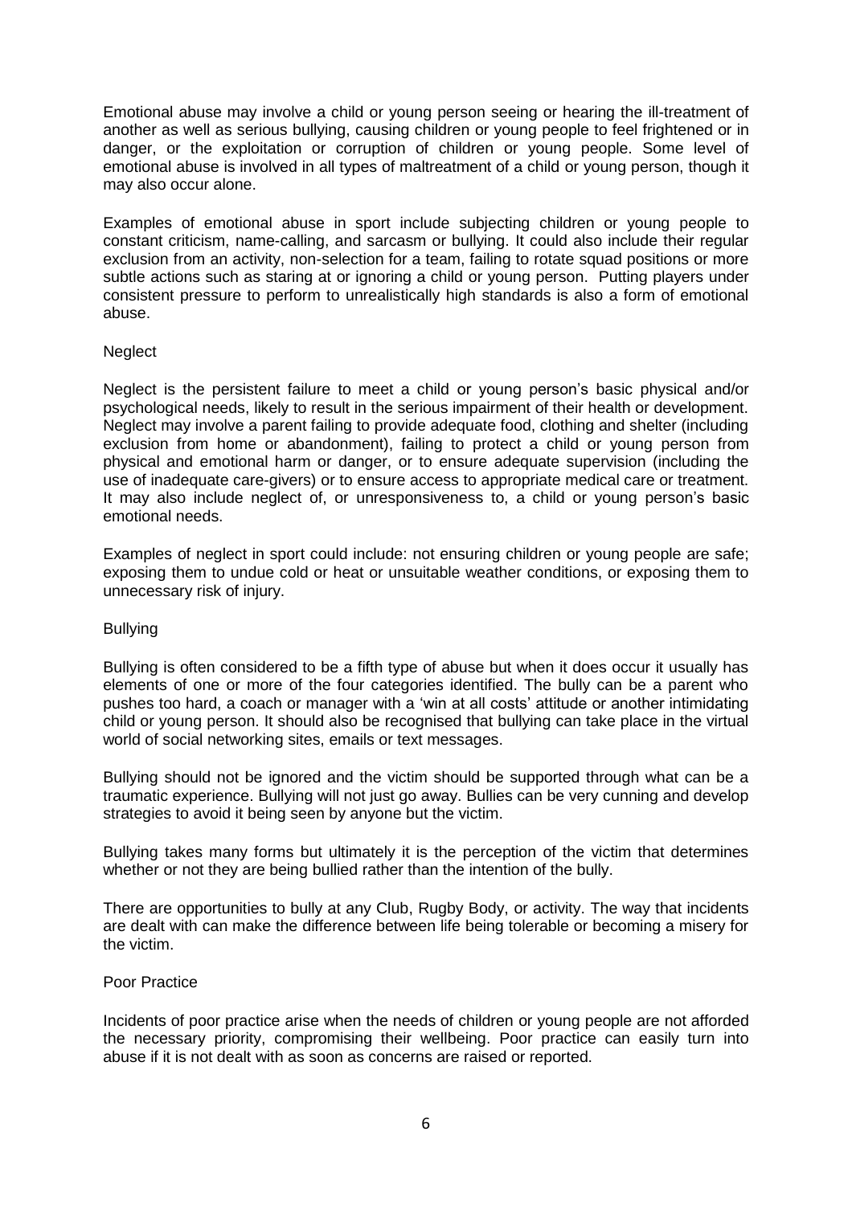Emotional abuse may involve a child or young person seeing or hearing the ill-treatment of another as well as serious bullying, causing children or young people to feel frightened or in danger, or the exploitation or corruption of children or young people. Some level of emotional abuse is involved in all types of maltreatment of a child or young person, though it may also occur alone.

Examples of emotional abuse in sport include subjecting children or young people to constant criticism, name-calling, and sarcasm or bullying. It could also include their regular exclusion from an activity, non-selection for a team, failing to rotate squad positions or more subtle actions such as staring at or ignoring a child or young person. Putting players under consistent pressure to perform to unrealistically high standards is also a form of emotional abuse.

### Neglect

Neglect is the persistent failure to meet a child or young person's basic physical and/or psychological needs, likely to result in the serious impairment of their health or development. Neglect may involve a parent failing to provide adequate food, clothing and shelter (including exclusion from home or abandonment), failing to protect a child or young person from physical and emotional harm or danger, or to ensure adequate supervision (including the use of inadequate care-givers) or to ensure access to appropriate medical care or treatment. It may also include neglect of, or unresponsiveness to, a child or young person's basic emotional needs.

Examples of neglect in sport could include: not ensuring children or young people are safe; exposing them to undue cold or heat or unsuitable weather conditions, or exposing them to unnecessary risk of injury.

### Bullying

Bullying is often considered to be a fifth type of abuse but when it does occur it usually has elements of one or more of the four categories identified. The bully can be a parent who pushes too hard, a coach or manager with a 'win at all costs' attitude or another intimidating child or young person. It should also be recognised that bullying can take place in the virtual world of social networking sites, emails or text messages.

Bullying should not be ignored and the victim should be supported through what can be a traumatic experience. Bullying will not just go away. Bullies can be very cunning and develop strategies to avoid it being seen by anyone but the victim.

Bullying takes many forms but ultimately it is the perception of the victim that determines whether or not they are being bullied rather than the intention of the bully.

There are opportunities to bully at any Club, Rugby Body, or activity. The way that incidents are dealt with can make the difference between life being tolerable or becoming a misery for the victim.

### Poor Practice

Incidents of poor practice arise when the needs of children or young people are not afforded the necessary priority, compromising their wellbeing. Poor practice can easily turn into abuse if it is not dealt with as soon as concerns are raised or reported.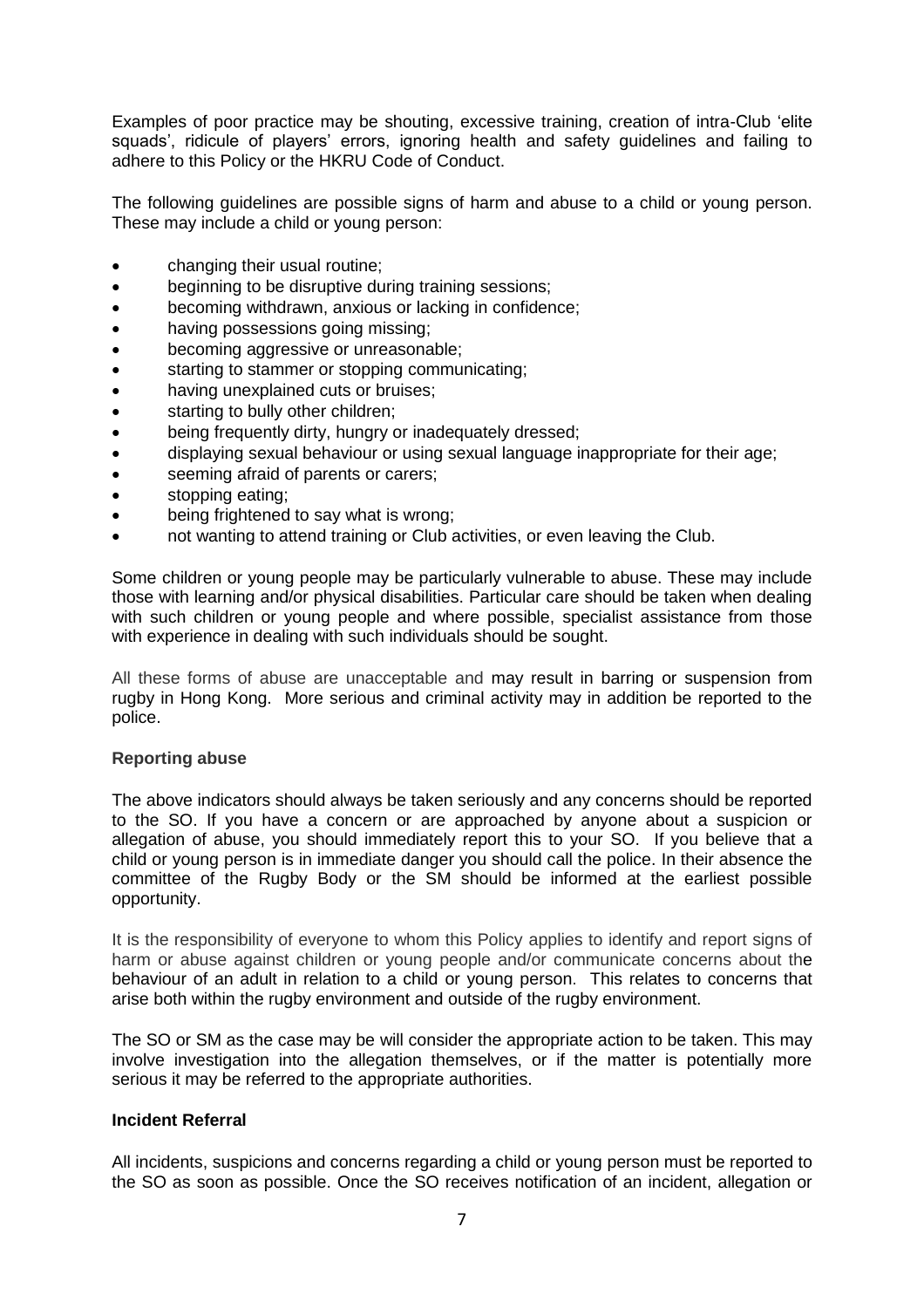Examples of poor practice may be shouting, excessive training, creation of intra-Club 'elite squads', ridicule of players' errors, ignoring health and safety guidelines and failing to adhere to this Policy or the HKRU Code of Conduct.

The following guidelines are possible signs of harm and abuse to a child or young person. These may include a child or young person:

- changing their usual routine;
- beginning to be disruptive during training sessions;
- becoming withdrawn, anxious or lacking in confidence;
- having possessions going missing;
- becoming aggressive or unreasonable;
- starting to stammer or stopping communicating;
- having unexplained cuts or bruises;
- starting to bully other children;
- being frequently dirty, hungry or inadequately dressed;
- displaying sexual behaviour or using sexual language inappropriate for their age;
- seeming afraid of parents or carers;
- stopping eating;
- being frightened to say what is wrong;
- not wanting to attend training or Club activities, or even leaving the Club.

Some children or young people may be particularly vulnerable to abuse. These may include those with learning and/or physical disabilities. Particular care should be taken when dealing with such children or young people and where possible, specialist assistance from those with experience in dealing with such individuals should be sought.

All these forms of abuse are unacceptable and may result in barring or suspension from rugby in Hong Kong. More serious and criminal activity may in addition be reported to the police.

**Reporting abuse**

The above indicators should always be taken seriously and any concerns should be reported to the SO. If you have a concern or are approached by anyone about a suspicion or allegation of abuse, you should immediately report this to your SO. If you believe that a child or young person is in immediate danger you should call the police. In their absence the committee of the Rugby Body or the SM should be informed at the earliest possible opportunity.

It is the responsibility of everyone to whom this Policy applies to identify and report signs of harm or abuse against children or young people and/or communicate concerns about the behaviour of an adult in relation to a child or young person. This relates to concerns that arise both within the rugby environment and outside of the rugby environment.

The SO or SM as the case may be will consider the appropriate action to be taken. This may involve investigation into the allegation themselves, or if the matter is potentially more serious it may be referred to the appropriate authorities.

**Incident Referral**

All incidents, suspicions and concerns regarding a child or young person must be reported to the SO as soon as possible. Once the SO receives notification of an incident, allegation or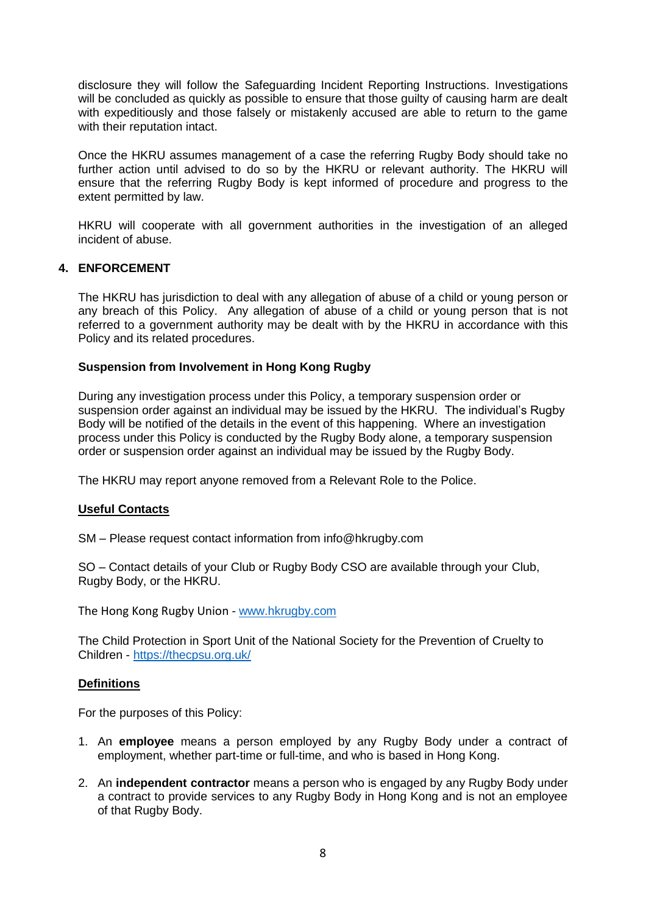disclosure they will follow the Safeguarding Incident Reporting Instructions. Investigations will be concluded as quickly as possible to ensure that those guilty of causing harm are dealt with expeditiously and those falsely or mistakenly accused are able to return to the game with their reputation intact.

Once the HKRU assumes management of a case the referring Rugby Body should take no further action until advised to do so by the HKRU or relevant authority. The HKRU will ensure that the referring Rugby Body is kept informed of procedure and progress to the extent permitted by law.

HKRU will cooperate with all government authorities in the investigation of an alleged incident of abuse.

## 4. ENFORCEMENT

The HKRU has jurisdiction to deal with any allegation of abuse of a child or young person or any breach of this Policy. Any allegation of abuse of a child or young person that is not referred to a government authority may be dealt with by the HKRU in accordance with this Policy and its related procedures.

### Suspension from Involvement in Hong Kong Rugby

During any investigation process under this Policy, a temporary suspension order or suspension order against an individual may be issued by the HKRU. The individual's Rugby Body will be notified of the details in the event of this happening. Where an investigation process under this Policy is conducted by the Rugby Body alone, a temporary suspension order or suspension order against an individual may be issued by the Rugby Body.

The HKRU may report anyone removed from a Relevant Role to the Police.

### Useful Contacts

SM – Please request contact information from info@hkrugby.com

SO – Contact details of your Club or Rugby Body CSO are available through your Club, Rugby Body, or the HKRU.

The Hong Kong Rugby Union - www.hkrugby.com

The Child Protection in Sport Unit of the National Society for the Prevention of Cruelty to Children - https://thecpsu.org.uk/

### Definitions

For the purposes of this Policy:

1. An **employee** means a person employed by any Rugby Body under a contract of employment, whether part-time or full-time, and who is based in Hong Kong.
2. An **independent contractor** means a person who is engaged by any Rugby Body under a contract to provide services to any Rugby Body in Hong Kong and is not an employee of that Rugby Body.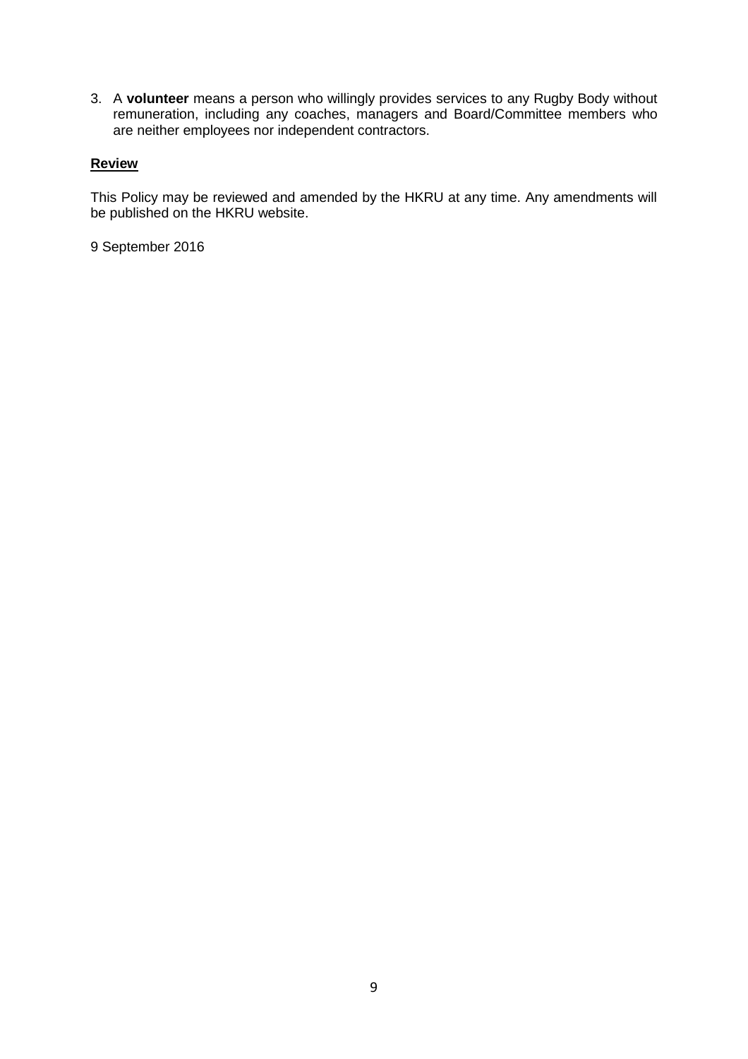3. A **volunteer** means a person who willingly provides services to any Rugby Body without remuneration, including any coaches, managers and Board/Committee members who are neither employees nor independent contractors.

**Review**

This Policy may be reviewed and amended by the HKRU at any time. Any amendments will be published on the HKRU website.

9 September 2016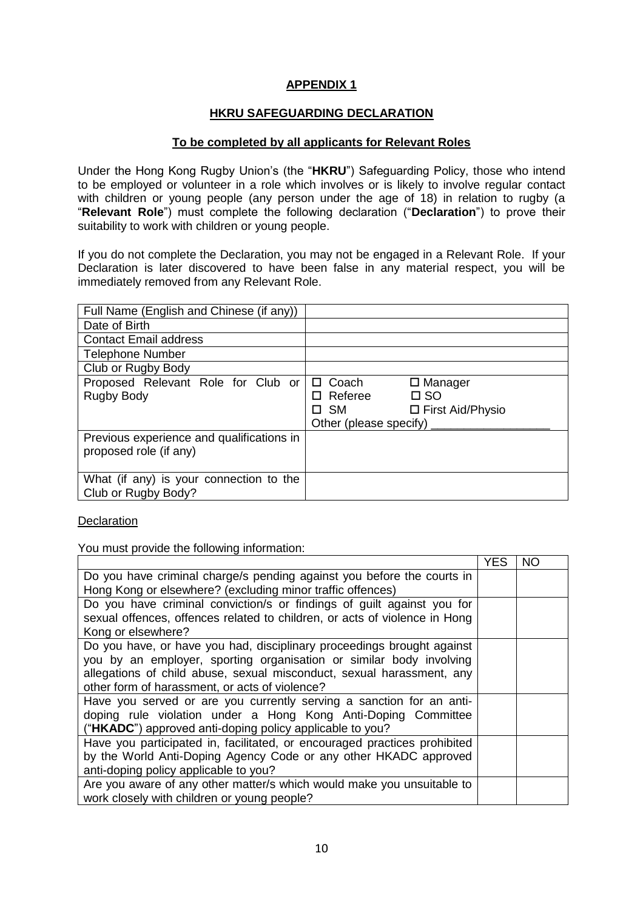## APPENDIX 1

### HKRU SAFEGUARDING DECLARATION

#### To be completed by all applicants for Relevant Roles

Under the Hong Kong Rugby Union's (the "**HKRU**") Safeguarding Policy, those who intend to be employed or volunteer in a role which involves or is likely to involve regular contact with children or young people (any person under the age of 18) in relation to rugby (a "**Relevant Role**") must complete the following declaration ("**Declaration**") to prove their suitability to work with children or young people.

If you do not complete the Declaration, you may not be engaged in a Relevant Role. If your Declaration is later discovered to have been false in any material respect, you will be immediately removed from any Relevant Role.

| | |
|---|---|
| Full Name (English and Chinese (if any)) | |
| Date of Birth | |
| Contact Email address | |
| Telephone Number | |
| Club or Rugby Body | |
| Proposed Relevant Role for Club or Rugby Body | ☐ Coach ☐ Manager<br>☐ Referee ☐ SO<br>☐ SM ☐ First Aid/Physio<br>Other (please specify) __________________ |
| Previous experience and qualifications in proposed role (if any) | |
| What (if any) is your connection to the Club or Rugby Body? | |

Declaration

You must provide the following information:

| | YES | NO |
|---|---|---|
| Do you have criminal charge/s pending against you before the courts in Hong Kong or elsewhere? (excluding minor traffic offences) | | |
| Do you have criminal conviction/s or findings of guilt against you for sexual offences, offences related to children, or acts of violence in Hong Kong or elsewhere? | | |
| Do you have, or have you had, disciplinary proceedings brought against you by an employer, sporting organisation or similar body involving allegations of child abuse, sexual misconduct, sexual harassment, any other form of harassment, or acts of violence? | | |
| Have you served or are you currently serving a sanction for an anti-doping rule violation under a Hong Kong Anti-Doping Committee ("**HKADC**") approved anti-doping policy applicable to you? | | |
| Have you participated in, facilitated, or encouraged practices prohibited by the World Anti-Doping Agency Code or any other HKADC approved anti-doping policy applicable to you? | | |
| Are you aware of any other matter/s which would make you unsuitable to work closely with children or young people? | | |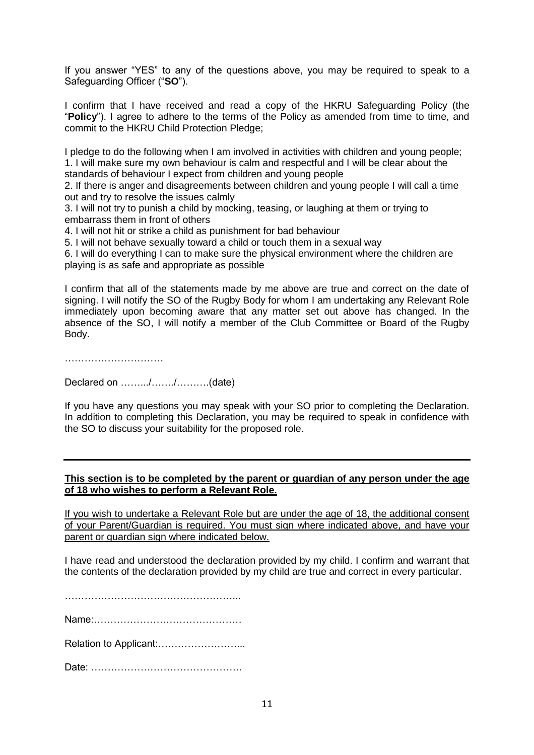If you answer "YES" to any of the questions above, you may be required to speak to a Safeguarding Officer ("**SO**").

I confirm that I have received and read a copy of the HKRU Safeguarding Policy (the "**Policy**"). I agree to adhere to the terms of the Policy as amended from time to time, and commit to the HKRU Child Protection Pledge;

I pledge to do the following when I am involved in activities with children and young people;
1. I will make sure my own behaviour is calm and respectful and I will be clear about the standards of behaviour I expect from children and young people
2. If there is anger and disagreements between children and young people I will call a time out and try to resolve the issues calmly
3. I will not try to punish a child by mocking, teasing, or laughing at them or trying to embarrass them in front of others
4. I will not hit or strike a child as punishment for bad behaviour
5. I will not behave sexually toward a child or touch them in a sexual way
6. I will do everything I can to make sure the physical environment where the children are playing is as safe and appropriate as possible

I confirm that all of the statements made by me above are true and correct on the date of signing. I will notify the SO of the Rugby Body for whom I am undertaking any Relevant Role immediately upon becoming aware that any matter set out above has changed. In the absence of the SO, I will notify a member of the Club Committee or Board of the Rugby Body.

…………………………

Declared on ……../……./……….(date)

If you have any questions you may speak with your SO prior to completing the Declaration. In addition to completing this Declaration, you may be required to speak in confidence with the SO to discuss your suitability for the proposed role.

---

**<u>This section is to be completed by the parent or guardian of any person under the age of 18 who wishes to perform a Relevant Role.</u>**

<u>If you wish to undertake a Relevant Role but are under the age of 18, the additional consent of your Parent/Guardian is required. You must sign where indicated above, and have your parent or guardian sign where indicated below.</u>

I have read and understood the declaration provided by my child. I confirm and warrant that the contents of the declaration provided by my child are true and correct in every particular.

……………………………………………...

Name:………………………………………

Relation to Applicant:……………………...

Date: ……………………………………….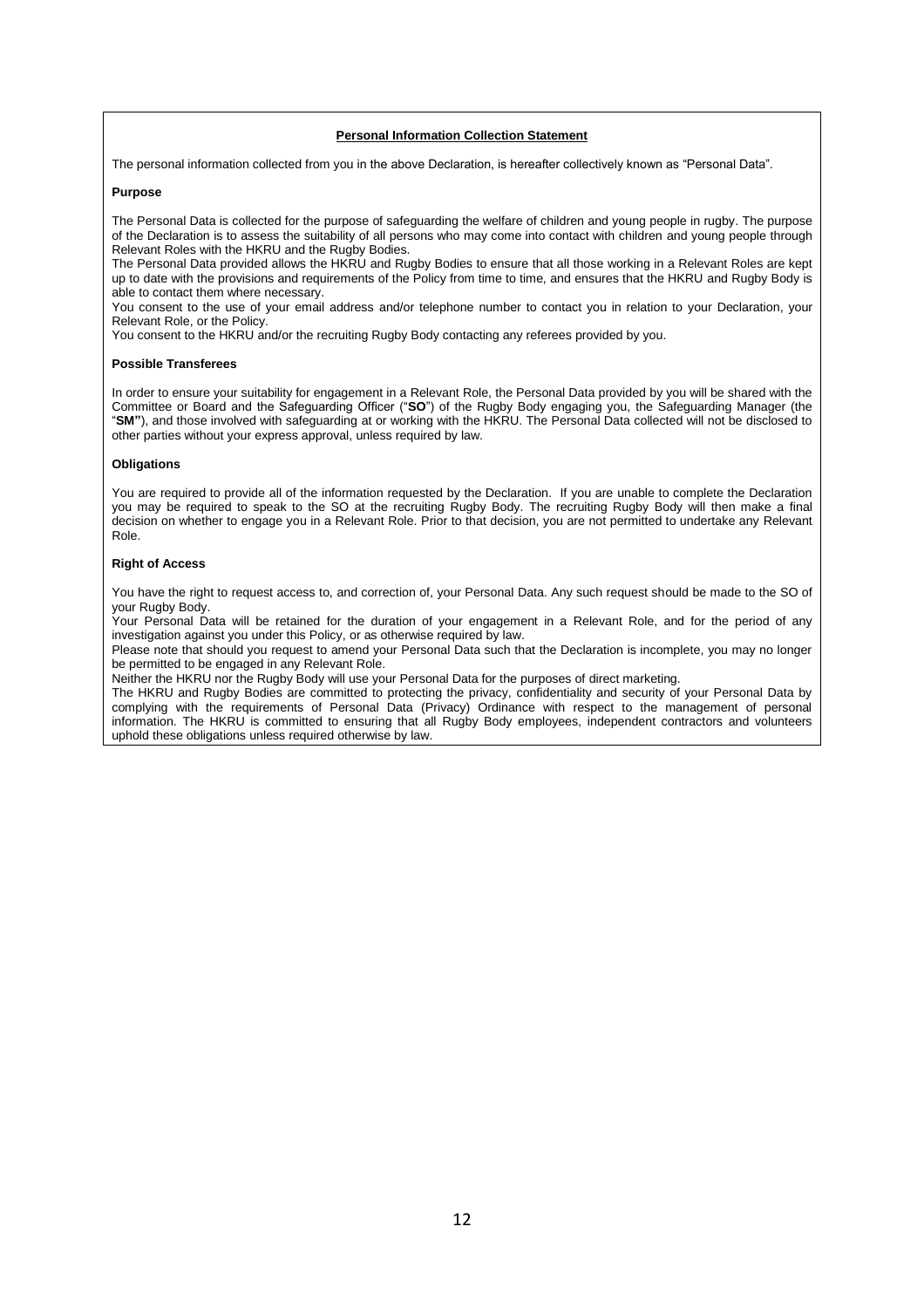## Personal Information Collection Statement

The personal information collected from you in the above Declaration, is hereafter collectively known as "Personal Data".

### Purpose

The Personal Data is collected for the purpose of safeguarding the welfare of children and young people in rugby. The purpose of the Declaration is to assess the suitability of all persons who may come into contact with children and young people through Relevant Roles with the HKRU and the Rugby Bodies.

The Personal Data provided allows the HKRU and Rugby Bodies to ensure that all those working in a Relevant Roles are kept up to date with the provisions and requirements of the Policy from time to time, and ensures that the HKRU and Rugby Body is able to contact them where necessary.

You consent to the use of your email address and/or telephone number to contact you in relation to your Declaration, your Relevant Role, or the Policy.

You consent to the HKRU and/or the recruiting Rugby Body contacting any referees provided by you.

### Possible Transferees

In order to ensure your suitability for engagement in a Relevant Role, the Personal Data provided by you will be shared with the Committee or Board and the Safeguarding Officer ("**SO**") of the Rugby Body engaging you, the Safeguarding Manager (the "**SM"**), and those involved with safeguarding at or working with the HKRU. The Personal Data collected will not be disclosed to other parties without your express approval, unless required by law.

### Obligations

You are required to provide all of the information requested by the Declaration. If you are unable to complete the Declaration you may be required to speak to the SO at the recruiting Rugby Body. The recruiting Rugby Body will then make a final decision on whether to engage you in a Relevant Role. Prior to that decision, you are not permitted to undertake any Relevant Role.

### Right of Access

You have the right to request access to, and correction of, your Personal Data. Any such request should be made to the SO of your Rugby Body.

Your Personal Data will be retained for the duration of your engagement in a Relevant Role, and for the period of any investigation against you under this Policy, or as otherwise required by law.

Please note that should you request to amend your Personal Data such that the Declaration is incomplete, you may no longer be permitted to be engaged in any Relevant Role.

Neither the HKRU nor the Rugby Body will use your Personal Data for the purposes of direct marketing.

The HKRU and Rugby Bodies are committed to protecting the privacy, confidentiality and security of your Personal Data by complying with the requirements of Personal Data (Privacy) Ordinance with respect to the management of personal information. The HKRU is committed to ensuring that all Rugby Body employees, independent contractors and volunteers uphold these obligations unless required otherwise by law.